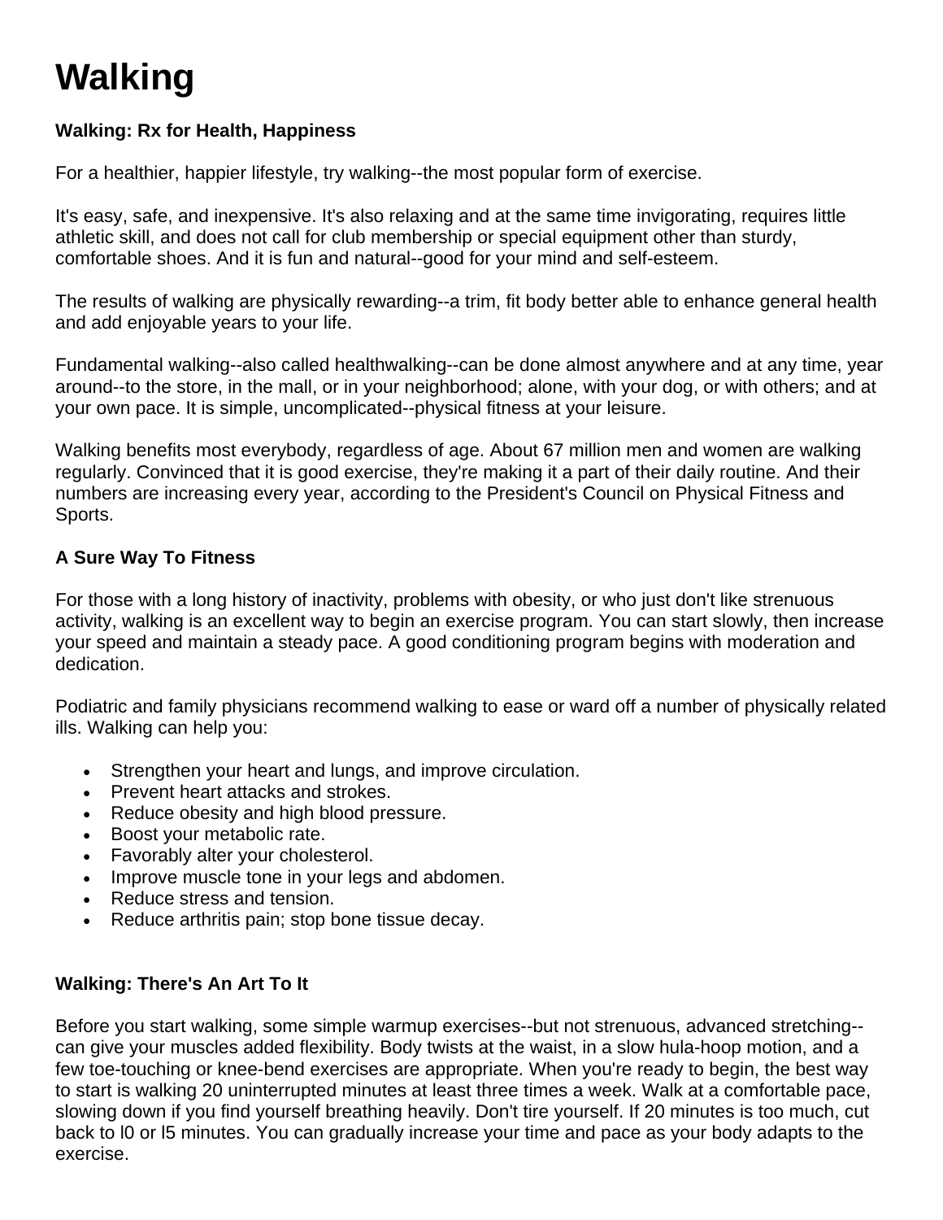# Walking

### Walking: Rx for Health, Happiness

For a healthier, happier lifestyle, try walking--the most popular form of exercise.

It's easy, safe, and inexpensive. It's also relaxing and at the same time invigorating, requires little athletic skill, and does not call for club membership or special equipment other than sturdy, comfortable shoes. And it is fun and natural--good for your mind and self-esteem.

The results of walking are physically rewarding--a trim, fit body better able to enhance general health and add enjoyable years to your life.

Fundamental walking--also called healthwalking--can be done almost anywhere and at any time, year around--to the store, in the mall, or in your neighborhood; alone, with your dog, or with others; and at your own pace. It is simple, uncomplicated--physical fitness at your leisure.

Walking benefits most everybody, regardless of age. About 67 million men and women are walking regularly. Convinced that it is good exercise, they're making it a part of their daily routine. And their numbers are increasing every year, according to the President's Council on Physical Fitness and Sports.

### A Sure Way To Fitness

For those with a long history of inactivity, problems with obesity, or who just don't like strenuous activity, walking is an excellent way to begin an exercise program. You can start slowly, then increase your speed and maintain a steady pace. A good conditioning program begins with moderation and dedication.

Podiatric and family physicians recommend walking to ease or ward off a number of physically related ills. Walking can help you:

- Strengthen your heart and lungs, and improve circulation.
- Prevent heart attacks and strokes.
- Reduce obesity and high blood pressure.
- Boost your metabolic rate.
- Favorably alter your cholesterol.
- Improve muscle tone in your legs and abdomen.
- Reduce stress and tension.
- Reduce arthritis pain; stop bone tissue decay.

### Walking: There's An Art To It

Before you start walking, some simple warmup exercises--but not strenuous, advanced stretching--can give your muscles added flexibility. Body twists at the waist, in a slow hula-hoop motion, and a few toe-touching or knee-bend exercises are appropriate. When you're ready to begin, the best way to start is walking 20 uninterrupted minutes at least three times a week. Walk at a comfortable pace, slowing down if you find yourself breathing heavily. Don't tire yourself. If 20 minutes is too much, cut back to l0 or l5 minutes. You can gradually increase your time and pace as your body adapts to the exercise.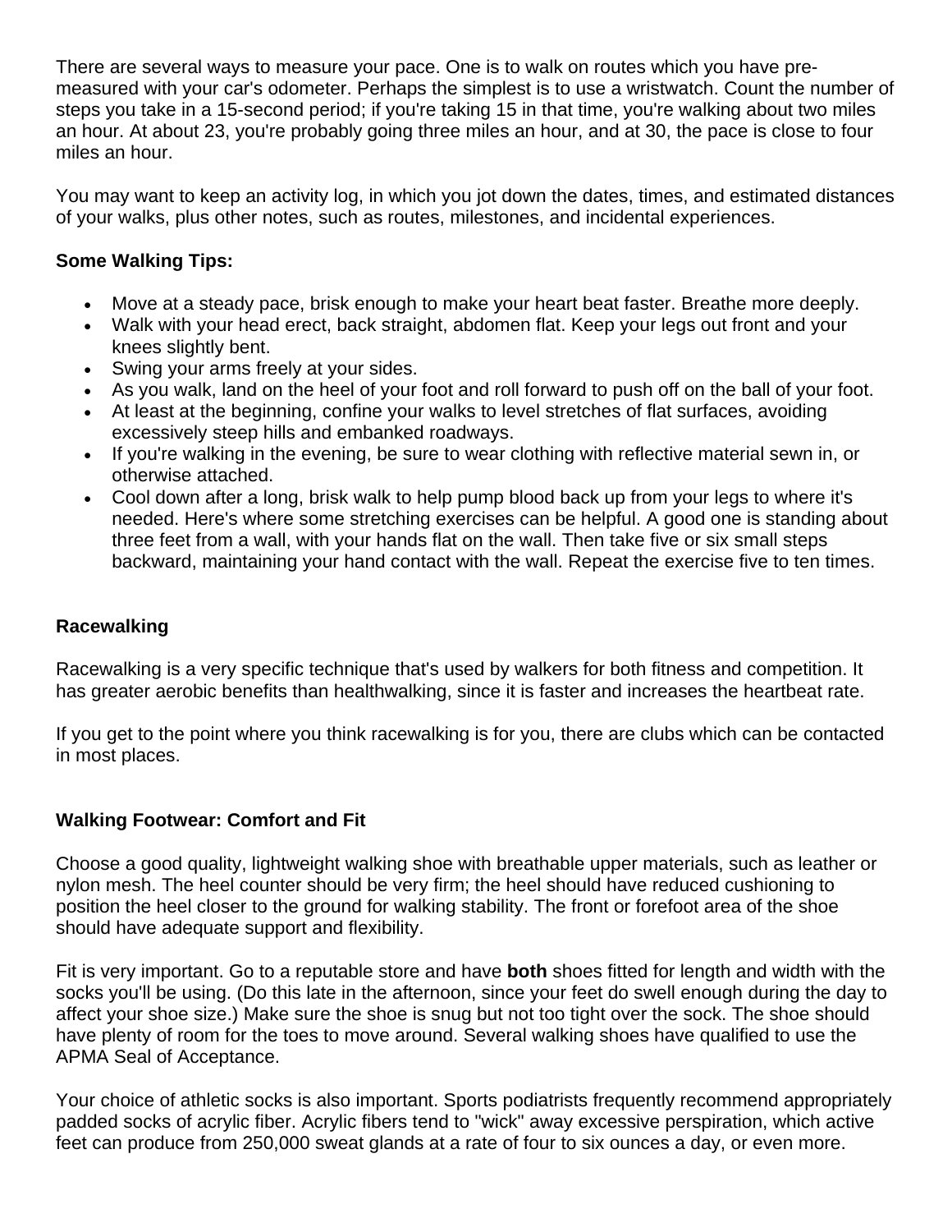There are several ways to measure your pace. One is to walk on routes which you have pre-measured with your car's odometer. Perhaps the simplest is to use a wristwatch. Count the number of steps you take in a 15-second period; if you're taking 15 in that time, you're walking about two miles an hour. At about 23, you're probably going three miles an hour, and at 30, the pace is close to four miles an hour.

You may want to keep an activity log, in which you jot down the dates, times, and estimated distances of your walks, plus other notes, such as routes, milestones, and incidental experiences.

**Some Walking Tips:**

- Move at a steady pace, brisk enough to make your heart beat faster. Breathe more deeply.
- Walk with your head erect, back straight, abdomen flat. Keep your legs out front and your knees slightly bent.
- Swing your arms freely at your sides.
- As you walk, land on the heel of your foot and roll forward to push off on the ball of your foot.
- At least at the beginning, confine your walks to level stretches of flat surfaces, avoiding excessively steep hills and embanked roadways.
- If you're walking in the evening, be sure to wear clothing with reflective material sewn in, or otherwise attached.
- Cool down after a long, brisk walk to help pump blood back up from your legs to where it's needed. Here's where some stretching exercises can be helpful. A good one is standing about three feet from a wall, with your hands flat on the wall. Then take five or six small steps backward, maintaining your hand contact with the wall. Repeat the exercise five to ten times.

**Racewalking**

Racewalking is a very specific technique that's used by walkers for both fitness and competition. It has greater aerobic benefits than healthwalking, since it is faster and increases the heartbeat rate.

If you get to the point where you think racewalking is for you, there are clubs which can be contacted in most places.

**Walking Footwear: Comfort and Fit**

Choose a good quality, lightweight walking shoe with breathable upper materials, such as leather or nylon mesh. The heel counter should be very firm; the heel should have reduced cushioning to position the heel closer to the ground for walking stability. The front or forefoot area of the shoe should have adequate support and flexibility.

Fit is very important. Go to a reputable store and have **both** shoes fitted for length and width with the socks you'll be using. (Do this late in the afternoon, since your feet do swell enough during the day to affect your shoe size.) Make sure the shoe is snug but not too tight over the sock. The shoe should have plenty of room for the toes to move around. Several walking shoes have qualified to use the APMA Seal of Acceptance.

Your choice of athletic socks is also important. Sports podiatrists frequently recommend appropriately padded socks of acrylic fiber. Acrylic fibers tend to "wick" away excessive perspiration, which active feet can produce from 250,000 sweat glands at a rate of four to six ounces a day, or even more.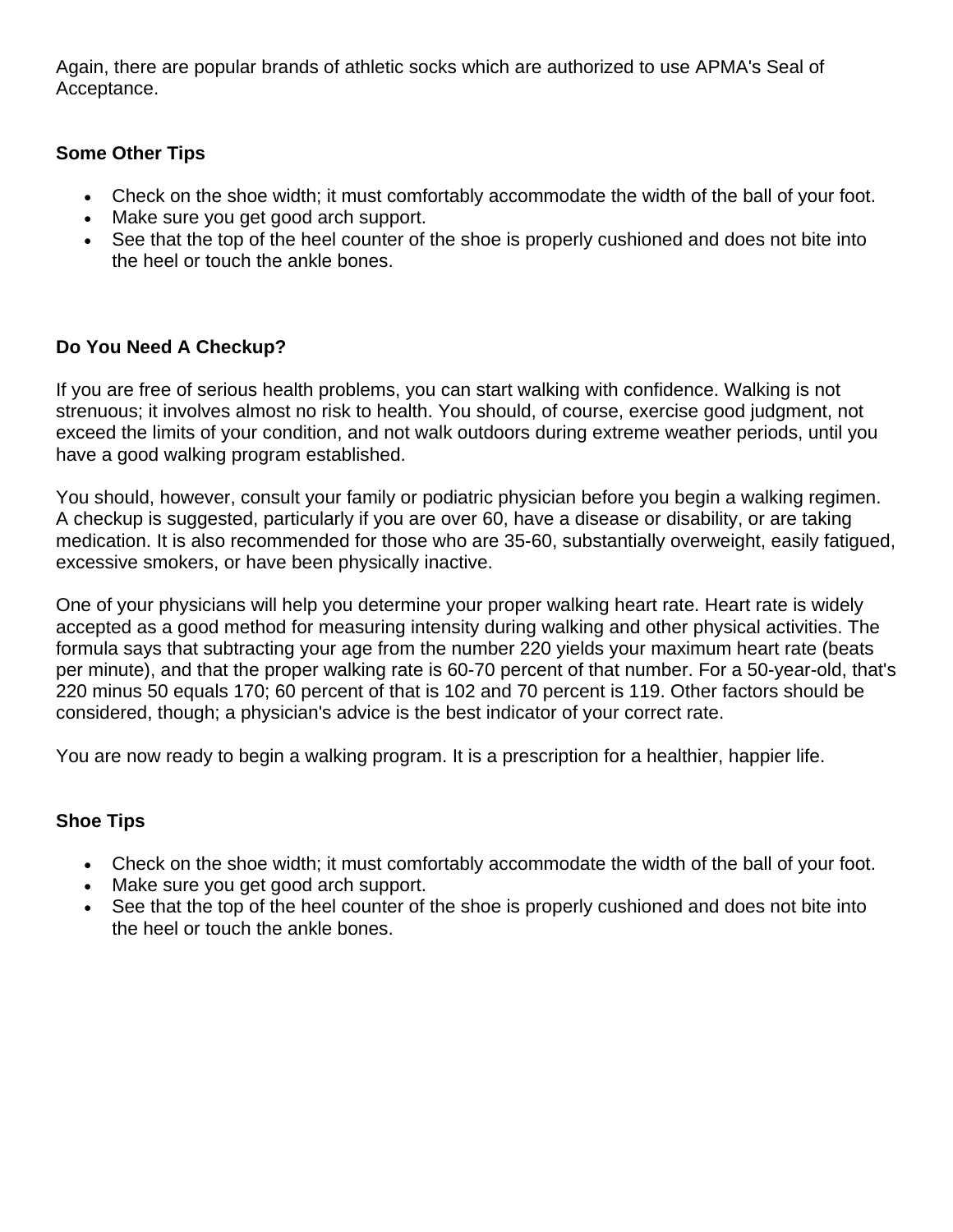Again, there are popular brands of athletic socks which are authorized to use APMA's Seal of Acceptance.

### Some Other Tips

- Check on the shoe width; it must comfortably accommodate the width of the ball of your foot.
- Make sure you get good arch support.
- See that the top of the heel counter of the shoe is properly cushioned and does not bite into the heel or touch the ankle bones.

### Do You Need A Checkup?

If you are free of serious health problems, you can start walking with confidence. Walking is not strenuous; it involves almost no risk to health. You should, of course, exercise good judgment, not exceed the limits of your condition, and not walk outdoors during extreme weather periods, until you have a good walking program established.

You should, however, consult your family or podiatric physician before you begin a walking regimen. A checkup is suggested, particularly if you are over 60, have a disease or disability, or are taking medication. It is also recommended for those who are 35-60, substantially overweight, easily fatigued, excessive smokers, or have been physically inactive.

One of your physicians will help you determine your proper walking heart rate. Heart rate is widely accepted as a good method for measuring intensity during walking and other physical activities. The formula says that subtracting your age from the number 220 yields your maximum heart rate (beats per minute), and that the proper walking rate is 60-70 percent of that number. For a 50-year-old, that's 220 minus 50 equals 170; 60 percent of that is 102 and 70 percent is 119. Other factors should be considered, though; a physician's advice is the best indicator of your correct rate.

You are now ready to begin a walking program. It is a prescription for a healthier, happier life.

### Shoe Tips

- Check on the shoe width; it must comfortably accommodate the width of the ball of your foot.
- Make sure you get good arch support.
- See that the top of the heel counter of the shoe is properly cushioned and does not bite into the heel or touch the ankle bones.